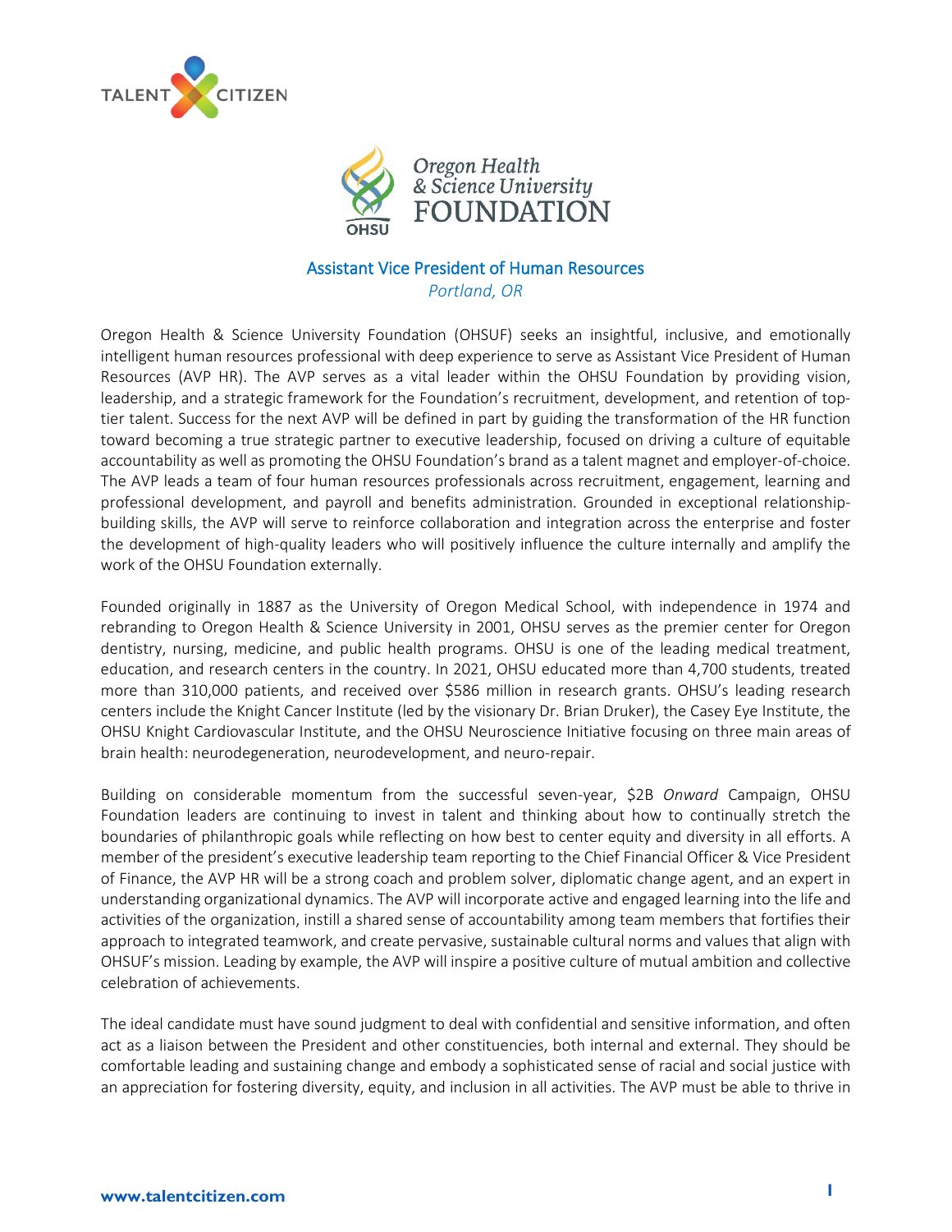# Assistant Vice President of Human Resources

*Portland, OR*

Oregon Health & Science University Foundation (OHSUF) seeks an insightful, inclusive, and emotionally intelligent human resources professional with deep experience to serve as Assistant Vice President of Human Resources (AVP HR). The AVP serves as a vital leader within the OHSU Foundation by providing vision, leadership, and a strategic framework for the Foundation's recruitment, development, and retention of top-tier talent. Success for the next AVP will be defined in part by guiding the transformation of the HR function toward becoming a true strategic partner to executive leadership, focused on driving a culture of equitable accountability as well as promoting the OHSU Foundation's brand as a talent magnet and employer-of-choice. The AVP leads a team of four human resources professionals across recruitment, engagement, learning and professional development, and payroll and benefits administration. Grounded in exceptional relationship-building skills, the AVP will serve to reinforce collaboration and integration across the enterprise and foster the development of high-quality leaders who will positively influence the culture internally and amplify the work of the OHSU Foundation externally.

Founded originally in 1887 as the University of Oregon Medical School, with independence in 1974 and rebranding to Oregon Health & Science University in 2001, OHSU serves as the premier center for Oregon dentistry, nursing, medicine, and public health programs. OHSU is one of the leading medical treatment, education, and research centers in the country. In 2021, OHSU educated more than 4,700 students, treated more than 310,000 patients, and received over $586 million in research grants. OHSU's leading research centers include the Knight Cancer Institute (led by the visionary Dr. Brian Druker), the Casey Eye Institute, the OHSU Knight Cardiovascular Institute, and the OHSU Neuroscience Initiative focusing on three main areas of brain health: neurodegeneration, neurodevelopment, and neuro-repair.

Building on considerable momentum from the successful seven-year, $2B *Onward* Campaign, OHSU Foundation leaders are continuing to invest in talent and thinking about how to continually stretch the boundaries of philanthropic goals while reflecting on how best to center equity and diversity in all efforts. A member of the president's executive leadership team reporting to the Chief Financial Officer & Vice President of Finance, the AVP HR will be a strong coach and problem solver, diplomatic change agent, and an expert in understanding organizational dynamics. The AVP will incorporate active and engaged learning into the life and activities of the organization, instill a shared sense of accountability among team members that fortifies their approach to integrated teamwork, and create pervasive, sustainable cultural norms and values that align with OHSUF's mission. Leading by example, the AVP will inspire a positive culture of mutual ambition and collective celebration of achievements.

The ideal candidate must have sound judgment to deal with confidential and sensitive information, and often act as a liaison between the President and other constituencies, both internal and external. They should be comfortable leading and sustaining change and embody a sophisticated sense of racial and social justice with an appreciation for fostering diversity, equity, and inclusion in all activities. The AVP must be able to thrive in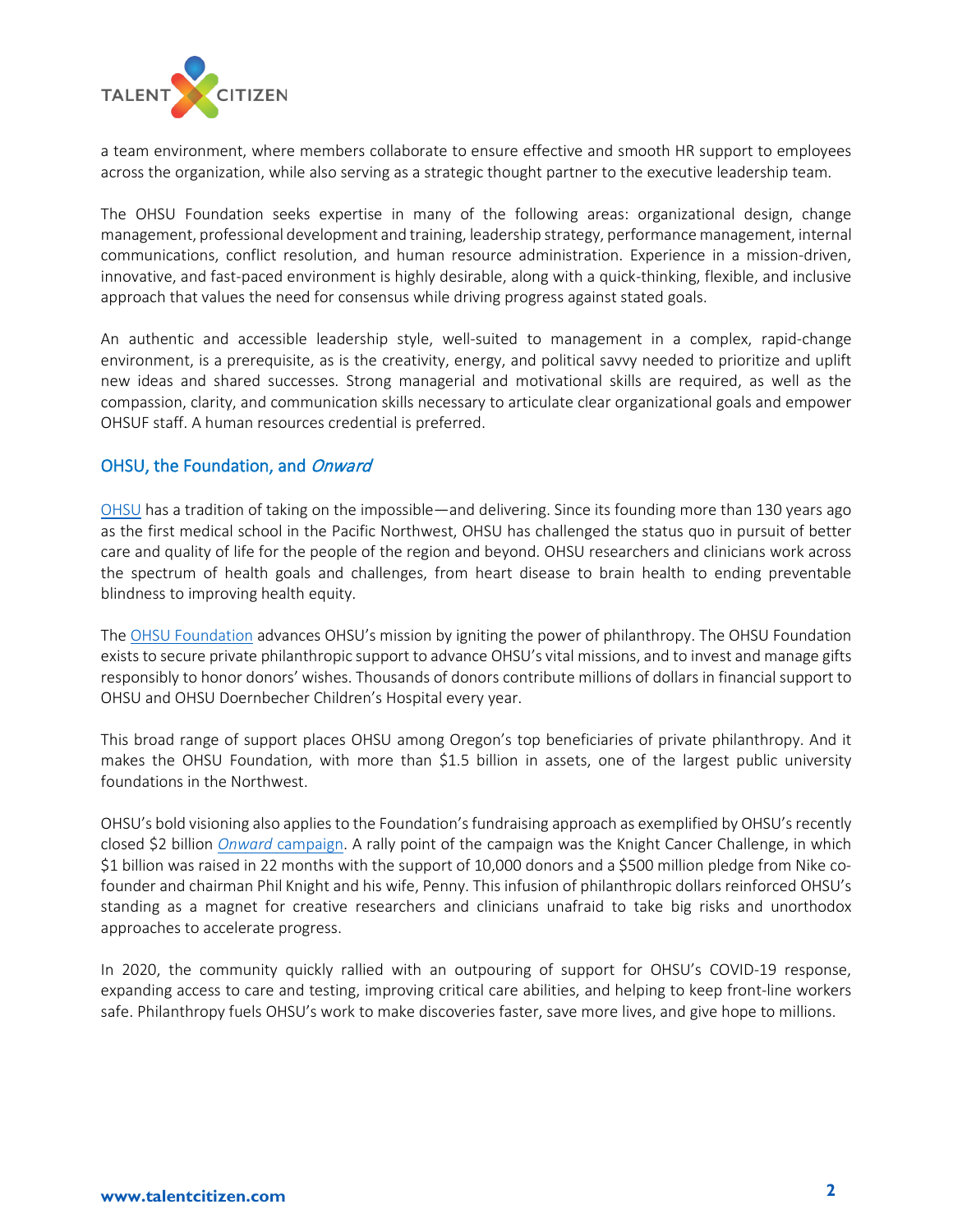a team environment, where members collaborate to ensure effective and smooth HR support to employees across the organization, while also serving as a strategic thought partner to the executive leadership team.

The OHSU Foundation seeks expertise in many of the following areas: organizational design, change management, professional development and training, leadership strategy, performance management, internal communications, conflict resolution, and human resource administration. Experience in a mission-driven, innovative, and fast-paced environment is highly desirable, along with a quick-thinking, flexible, and inclusive approach that values the need for consensus while driving progress against stated goals.

An authentic and accessible leadership style, well-suited to management in a complex, rapid-change environment, is a prerequisite, as is the creativity, energy, and political savvy needed to prioritize and uplift new ideas and shared successes. Strong managerial and motivational skills are required, as well as the compassion, clarity, and communication skills necessary to articulate clear organizational goals and empower OHSUF staff. A human resources credential is preferred.

## OHSU, the Foundation, and *Onward*

OHSU has a tradition of taking on the impossible—and delivering. Since its founding more than 130 years ago as the first medical school in the Pacific Northwest, OHSU has challenged the status quo in pursuit of better care and quality of life for the people of the region and beyond. OHSU researchers and clinicians work across the spectrum of health goals and challenges, from heart disease to brain health to ending preventable blindness to improving health equity.

The OHSU Foundation advances OHSU's mission by igniting the power of philanthropy. The OHSU Foundation exists to secure private philanthropic support to advance OHSU's vital missions, and to invest and manage gifts responsibly to honor donors' wishes. Thousands of donors contribute millions of dollars in financial support to OHSU and OHSU Doernbecher Children's Hospital every year.

This broad range of support places OHSU among Oregon's top beneficiaries of private philanthropy. And it makes the OHSU Foundation, with more than $1.5 billion in assets, one of the largest public university foundations in the Northwest.

OHSU's bold visioning also applies to the Foundation's fundraising approach as exemplified by OHSU's recently closed $2 billion *Onward* campaign. A rally point of the campaign was the Knight Cancer Challenge, in which $1 billion was raised in 22 months with the support of 10,000 donors and a $500 million pledge from Nike co-founder and chairman Phil Knight and his wife, Penny. This infusion of philanthropic dollars reinforced OHSU's standing as a magnet for creative researchers and clinicians unafraid to take big risks and unorthodox approaches to accelerate progress.

In 2020, the community quickly rallied with an outpouring of support for OHSU's COVID-19 response, expanding access to care and testing, improving critical care abilities, and helping to keep front-line workers safe. Philanthropy fuels OHSU's work to make discoveries faster, save more lives, and give hope to millions.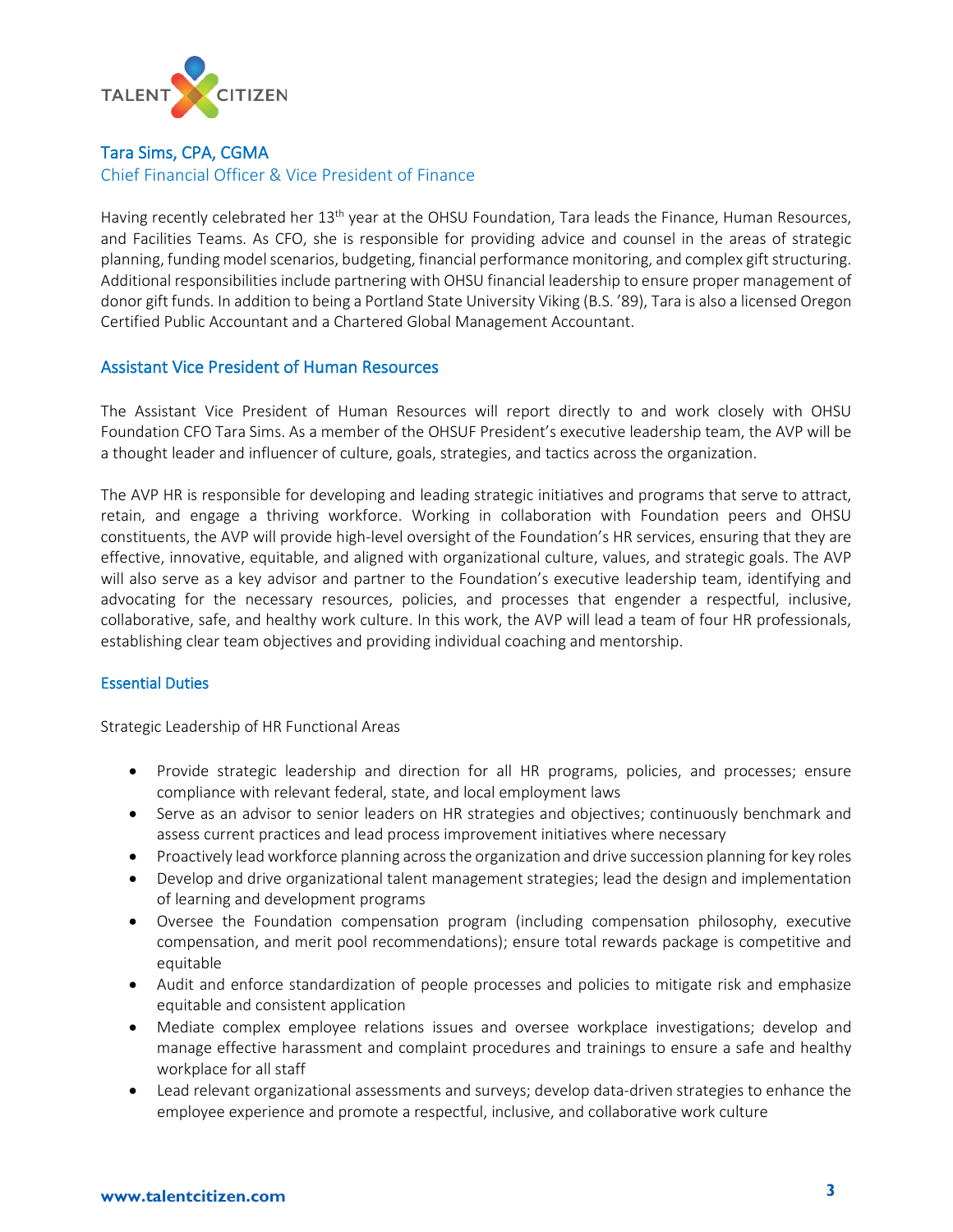## Tara Sims, CPA, CGMA

### Chief Financial Officer & Vice President of Finance

Having recently celebrated her 13th year at the OHSU Foundation, Tara leads the Finance, Human Resources, and Facilities Teams. As CFO, she is responsible for providing advice and counsel in the areas of strategic planning, funding model scenarios, budgeting, financial performance monitoring, and complex gift structuring. Additional responsibilities include partnering with OHSU financial leadership to ensure proper management of donor gift funds. In addition to being a Portland State University Viking (B.S. '89), Tara is also a licensed Oregon Certified Public Accountant and a Chartered Global Management Accountant.

## Assistant Vice President of Human Resources

The Assistant Vice President of Human Resources will report directly to and work closely with OHSU Foundation CFO Tara Sims. As a member of the OHSUF President's executive leadership team, the AVP will be a thought leader and influencer of culture, goals, strategies, and tactics across the organization.

The AVP HR is responsible for developing and leading strategic initiatives and programs that serve to attract, retain, and engage a thriving workforce. Working in collaboration with Foundation peers and OHSU constituents, the AVP will provide high-level oversight of the Foundation's HR services, ensuring that they are effective, innovative, equitable, and aligned with organizational culture, values, and strategic goals. The AVP will also serve as a key advisor and partner to the Foundation's executive leadership team, identifying and advocating for the necessary resources, policies, and processes that engender a respectful, inclusive, collaborative, safe, and healthy work culture. In this work, the AVP will lead a team of four HR professionals, establishing clear team objectives and providing individual coaching and mentorship.

### Essential Duties

Strategic Leadership of HR Functional Areas

- Provide strategic leadership and direction for all HR programs, policies, and processes; ensure compliance with relevant federal, state, and local employment laws
- Serve as an advisor to senior leaders on HR strategies and objectives; continuously benchmark and assess current practices and lead process improvement initiatives where necessary
- Proactively lead workforce planning across the organization and drive succession planning for key roles
- Develop and drive organizational talent management strategies; lead the design and implementation of learning and development programs
- Oversee the Foundation compensation program (including compensation philosophy, executive compensation, and merit pool recommendations); ensure total rewards package is competitive and equitable
- Audit and enforce standardization of people processes and policies to mitigate risk and emphasize equitable and consistent application
- Mediate complex employee relations issues and oversee workplace investigations; develop and manage effective harassment and complaint procedures and trainings to ensure a safe and healthy workplace for all staff
- Lead relevant organizational assessments and surveys; develop data-driven strategies to enhance the employee experience and promote a respectful, inclusive, and collaborative work culture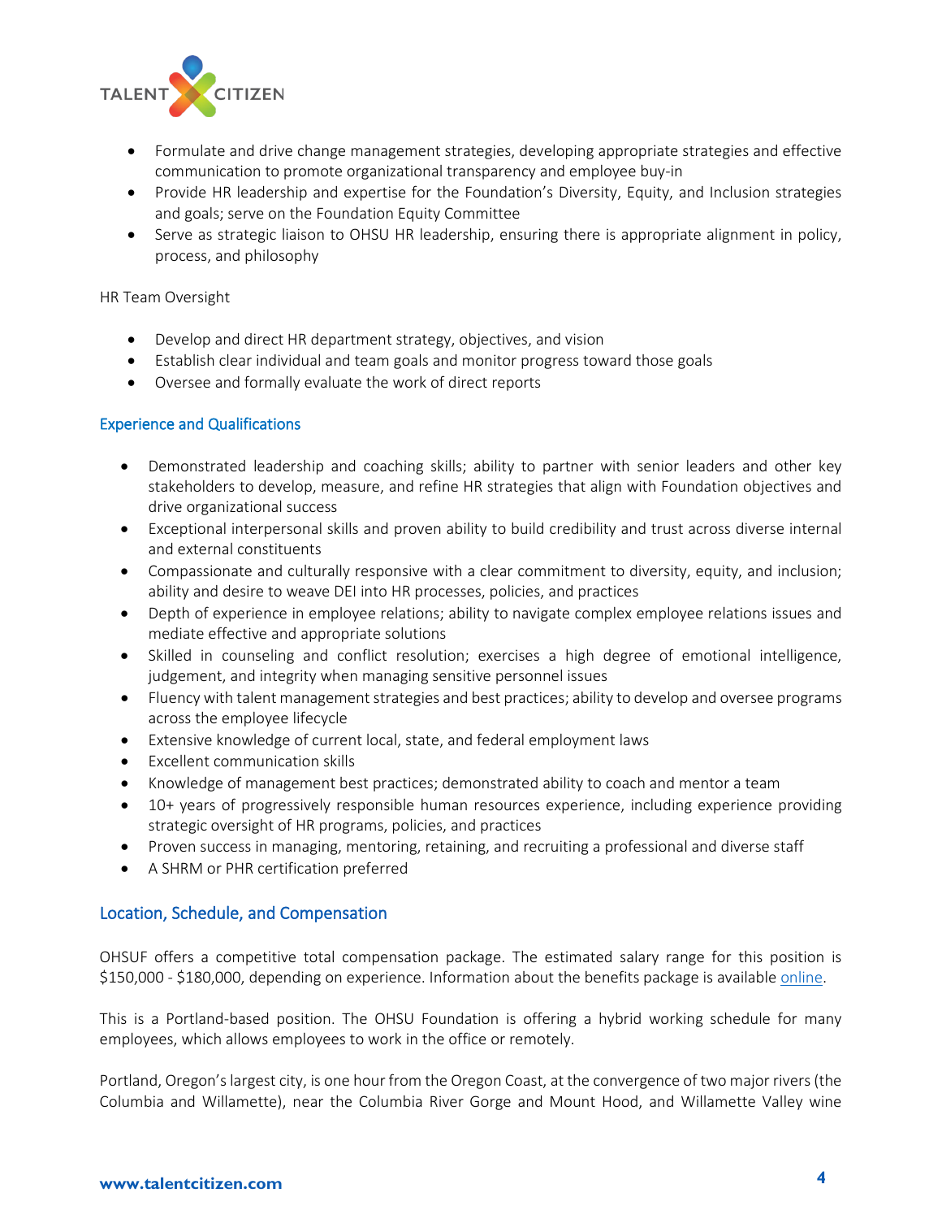- Formulate and drive change management strategies, developing appropriate strategies and effective communication to promote organizational transparency and employee buy-in
- Provide HR leadership and expertise for the Foundation's Diversity, Equity, and Inclusion strategies and goals; serve on the Foundation Equity Committee
- Serve as strategic liaison to OHSU HR leadership, ensuring there is appropriate alignment in policy, process, and philosophy

HR Team Oversight

- Develop and direct HR department strategy, objectives, and vision
- Establish clear individual and team goals and monitor progress toward those goals
- Oversee and formally evaluate the work of direct reports

## Experience and Qualifications

- Demonstrated leadership and coaching skills; ability to partner with senior leaders and other key stakeholders to develop, measure, and refine HR strategies that align with Foundation objectives and drive organizational success
- Exceptional interpersonal skills and proven ability to build credibility and trust across diverse internal and external constituents
- Compassionate and culturally responsive with a clear commitment to diversity, equity, and inclusion; ability and desire to weave DEI into HR processes, policies, and practices
- Depth of experience in employee relations; ability to navigate complex employee relations issues and mediate effective and appropriate solutions
- Skilled in counseling and conflict resolution; exercises a high degree of emotional intelligence, judgement, and integrity when managing sensitive personnel issues
- Fluency with talent management strategies and best practices; ability to develop and oversee programs across the employee lifecycle
- Extensive knowledge of current local, state, and federal employment laws
- Excellent communication skills
- Knowledge of management best practices; demonstrated ability to coach and mentor a team
- 10+ years of progressively responsible human resources experience, including experience providing strategic oversight of HR programs, policies, and practices
- Proven success in managing, mentoring, retaining, and recruiting a professional and diverse staff
- A SHRM or PHR certification preferred

## Location, Schedule, and Compensation

OHSUF offers a competitive total compensation package. The estimated salary range for this position is $150,000 - $180,000, depending on experience. Information about the benefits package is available online.

This is a Portland-based position. The OHSU Foundation is offering a hybrid working schedule for many employees, which allows employees to work in the office or remotely.

Portland, Oregon's largest city, is one hour from the Oregon Coast, at the convergence of two major rivers (the Columbia and Willamette), near the Columbia River Gorge and Mount Hood, and Willamette Valley wine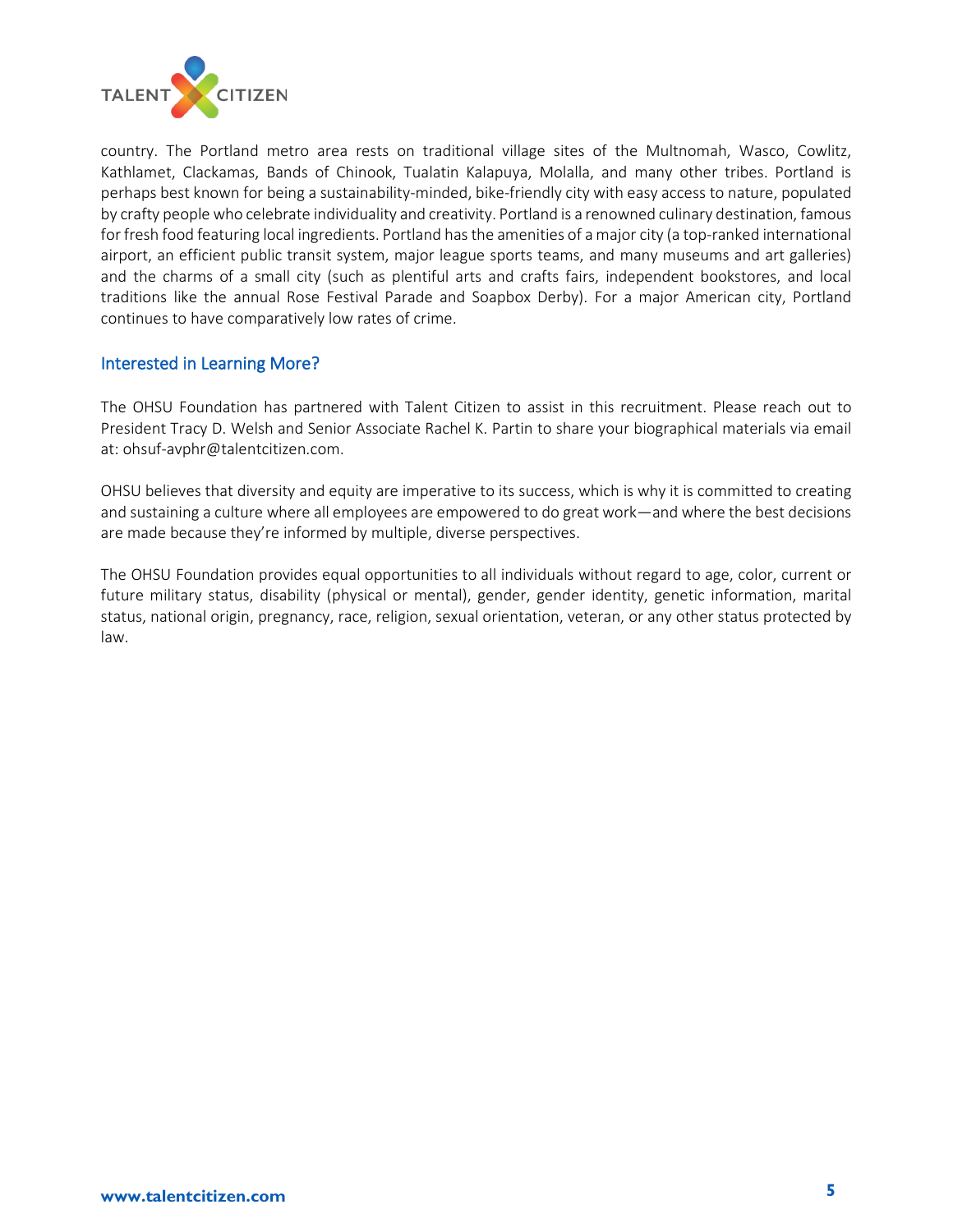country. The Portland metro area rests on traditional village sites of the Multnomah, Wasco, Cowlitz, Kathlamet, Clackamas, Bands of Chinook, Tualatin Kalapuya, Molalla, and many other tribes. Portland is perhaps best known for being a sustainability-minded, bike-friendly city with easy access to nature, populated by crafty people who celebrate individuality and creativity. Portland is a renowned culinary destination, famous for fresh food featuring local ingredients. Portland has the amenities of a major city (a top-ranked international airport, an efficient public transit system, major league sports teams, and many museums and art galleries) and the charms of a small city (such as plentiful arts and crafts fairs, independent bookstores, and local traditions like the annual Rose Festival Parade and Soapbox Derby). For a major American city, Portland continues to have comparatively low rates of crime.

## Interested in Learning More?

The OHSU Foundation has partnered with Talent Citizen to assist in this recruitment. Please reach out to President Tracy D. Welsh and Senior Associate Rachel K. Partin to share your biographical materials via email at: ohsuf-avphr@talentcitizen.com.

OHSU believes that diversity and equity are imperative to its success, which is why it is committed to creating and sustaining a culture where all employees are empowered to do great work—and where the best decisions are made because they're informed by multiple, diverse perspectives.

The OHSU Foundation provides equal opportunities to all individuals without regard to age, color, current or future military status, disability (physical or mental), gender, gender identity, genetic information, marital status, national origin, pregnancy, race, religion, sexual orientation, veteran, or any other status protected by law.